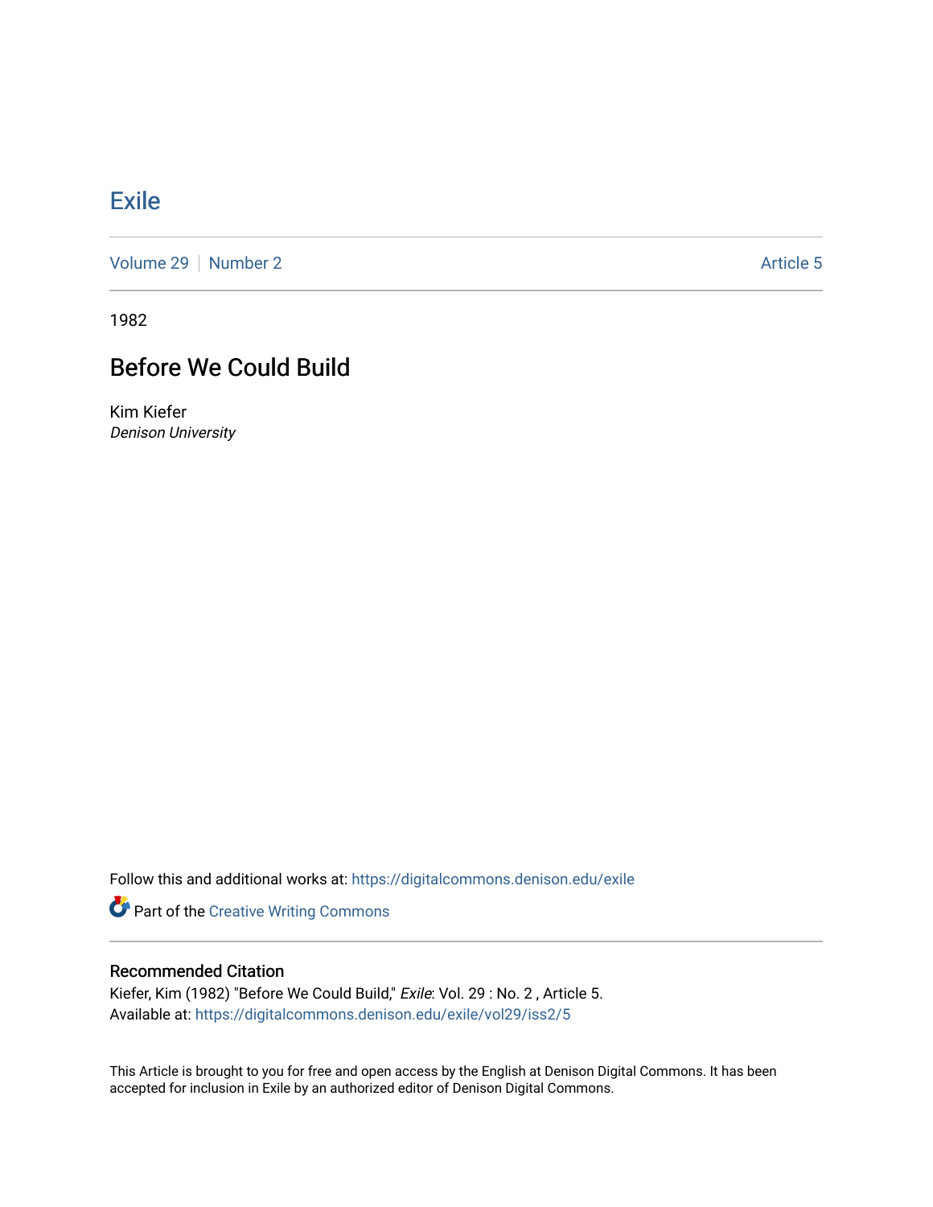# Exile

Volume 29 | Number 2 Article 5

1982

## Before We Could Build

Kim Kiefer
*Denison University*

Follow this and additional works at: https://digitalcommons.denison.edu/exile

Part of the Creative Writing Commons

### Recommended Citation

Kiefer, Kim (1982) "Before We Could Build," *Exile*: Vol. 29 : No. 2 , Article 5.
Available at: https://digitalcommons.denison.edu/exile/vol29/iss2/5

This Article is brought to you for free and open access by the English at Denison Digital Commons. It has been accepted for inclusion in Exile by an authorized editor of Denison Digital Commons.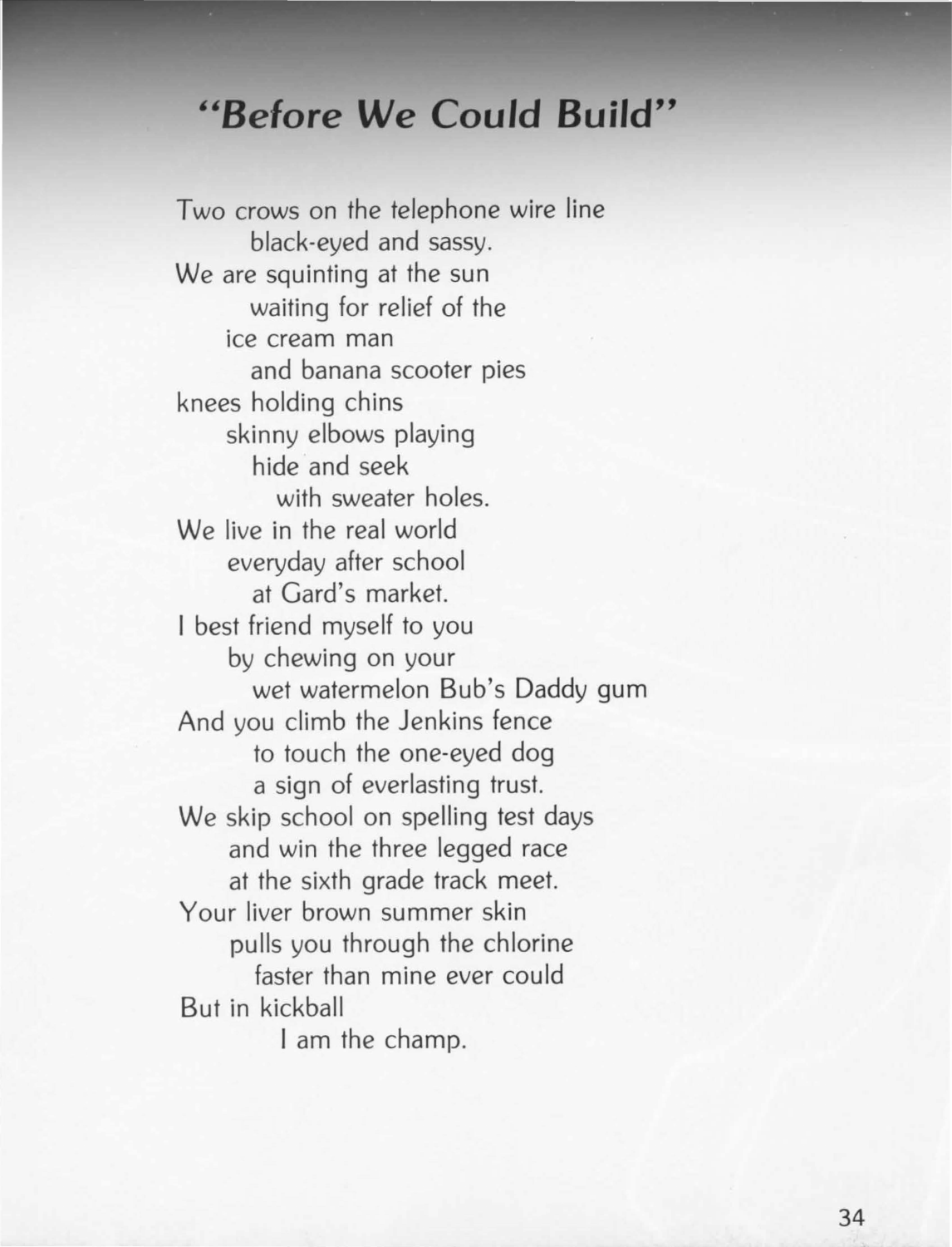# "Before We Could Build"

Two crows on the telephone wire line
black-eyed and sassy.
We are squinting at the sun
waiting for relief of the
ice cream man
and banana scooter pies
knees holding chins
skinny elbows playing
hide and seek
with sweater holes.
We live in the real world
everyday after school
at Gard's market.
I best friend myself to you
by chewing on your
wet watermelon Bub's Daddy gum
And you climb the Jenkins fence
to touch the one-eyed dog
a sign of everlasting trust.
We skip school on spelling test days
and win the three legged race
at the sixth grade track meet.
Your liver brown summer skin
pulls you through the chlorine
faster than mine ever could
But in kickball
I am the champ.